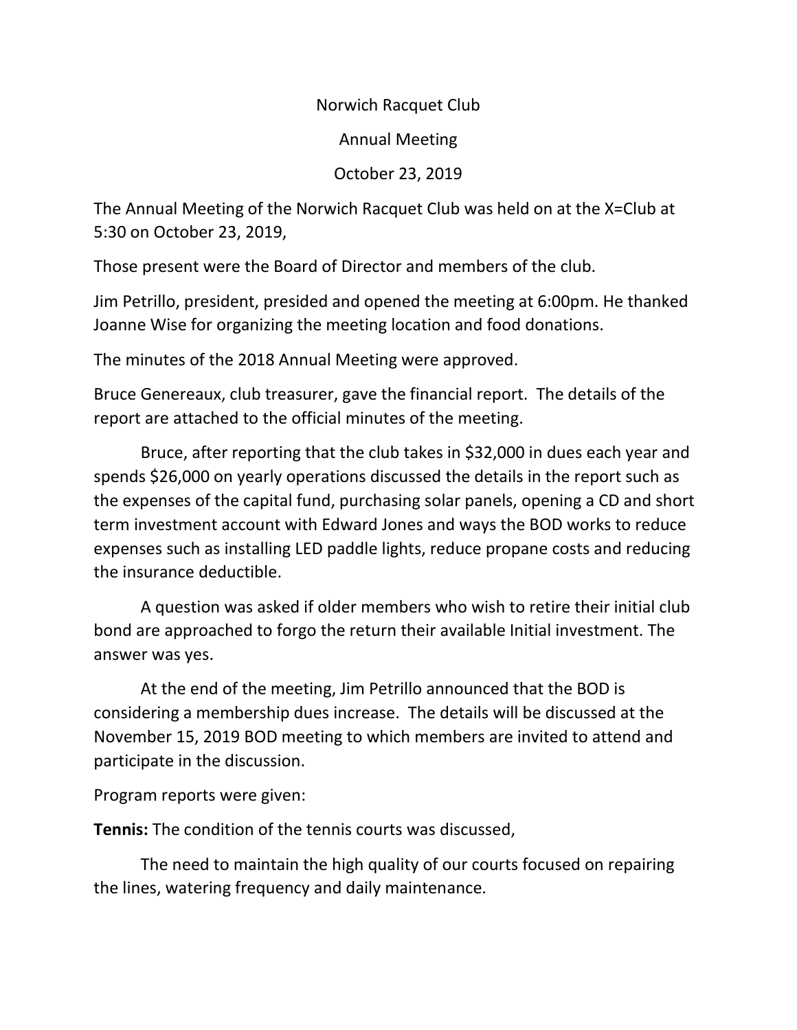Norwich Racquet Club

Annual Meeting

October 23, 2019

The Annual Meeting of the Norwich Racquet Club was held on at the X=Club at 5:30 on October 23, 2019,

Those present were the Board of Director and members of the club.

Jim Petrillo, president, presided and opened the meeting at 6:00pm. He thanked Joanne Wise for organizing the meeting location and food donations.

The minutes of the 2018 Annual Meeting were approved.

Bruce Genereaux, club treasurer, gave the financial report. The details of the report are attached to the official minutes of the meeting.

Bruce, after reporting that the club takes in $32,000 in dues each year and spends $26,000 on yearly operations discussed the details in the report such as the expenses of the capital fund, purchasing solar panels, opening a CD and short term investment account with Edward Jones and ways the BOD works to reduce expenses such as installing LED paddle lights, reduce propane costs and reducing the insurance deductible.

A question was asked if older members who wish to retire their initial club bond are approached to forgo the return their available Initial investment. The answer was yes.

At the end of the meeting, Jim Petrillo announced that the BOD is considering a membership dues increase. The details will be discussed at the November 15, 2019 BOD meeting to which members are invited to attend and participate in the discussion.

Program reports were given:

**Tennis:** The condition of the tennis courts was discussed,

The need to maintain the high quality of our courts focused on repairing the lines, watering frequency and daily maintenance.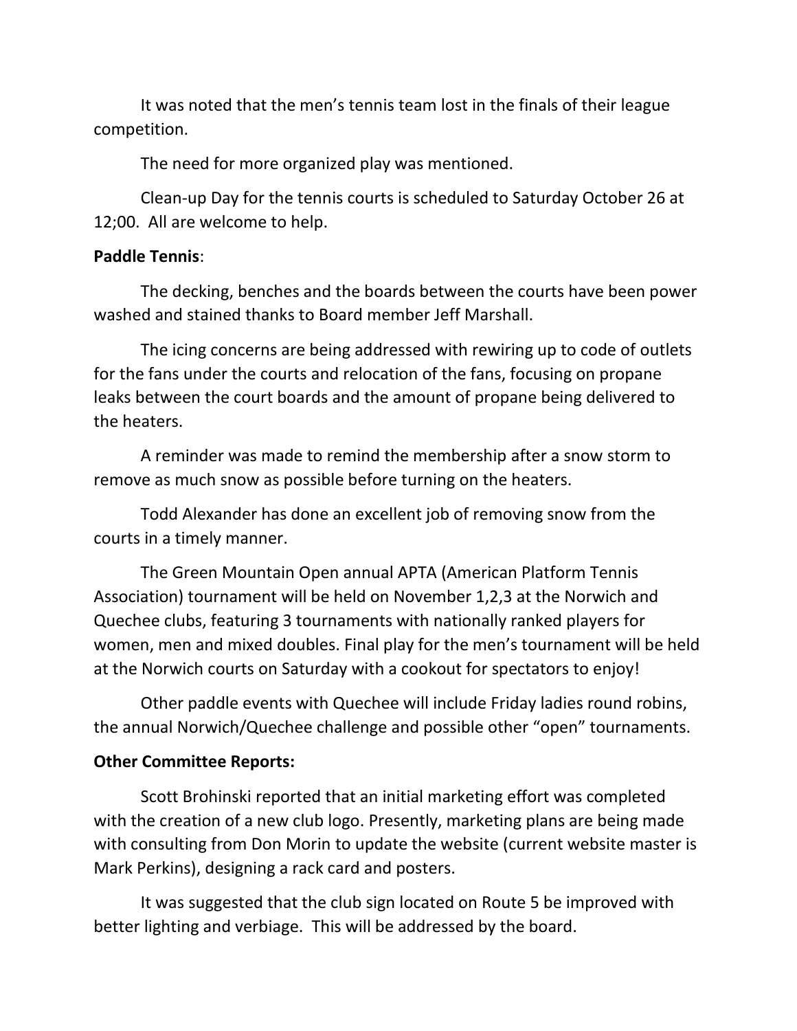It was noted that the men's tennis team lost in the finals of their league competition.

The need for more organized play was mentioned.

Clean-up Day for the tennis courts is scheduled to Saturday October 26 at 12;00. All are welcome to help.

**Paddle Tennis**:

The decking, benches and the boards between the courts have been power washed and stained thanks to Board member Jeff Marshall.

The icing concerns are being addressed with rewiring up to code of outlets for the fans under the courts and relocation of the fans, focusing on propane leaks between the court boards and the amount of propane being delivered to the heaters.

A reminder was made to remind the membership after a snow storm to remove as much snow as possible before turning on the heaters.

Todd Alexander has done an excellent job of removing snow from the courts in a timely manner.

The Green Mountain Open annual APTA (American Platform Tennis Association) tournament will be held on November 1,2,3 at the Norwich and Quechee clubs, featuring 3 tournaments with nationally ranked players for women, men and mixed doubles. Final play for the men's tournament will be held at the Norwich courts on Saturday with a cookout for spectators to enjoy!

Other paddle events with Quechee will include Friday ladies round robins, the annual Norwich/Quechee challenge and possible other "open" tournaments.

**Other Committee Reports:**

Scott Brohinski reported that an initial marketing effort was completed with the creation of a new club logo. Presently, marketing plans are being made with consulting from Don Morin to update the website (current website master is Mark Perkins), designing a rack card and posters.

It was suggested that the club sign located on Route 5 be improved with better lighting and verbiage. This will be addressed by the board.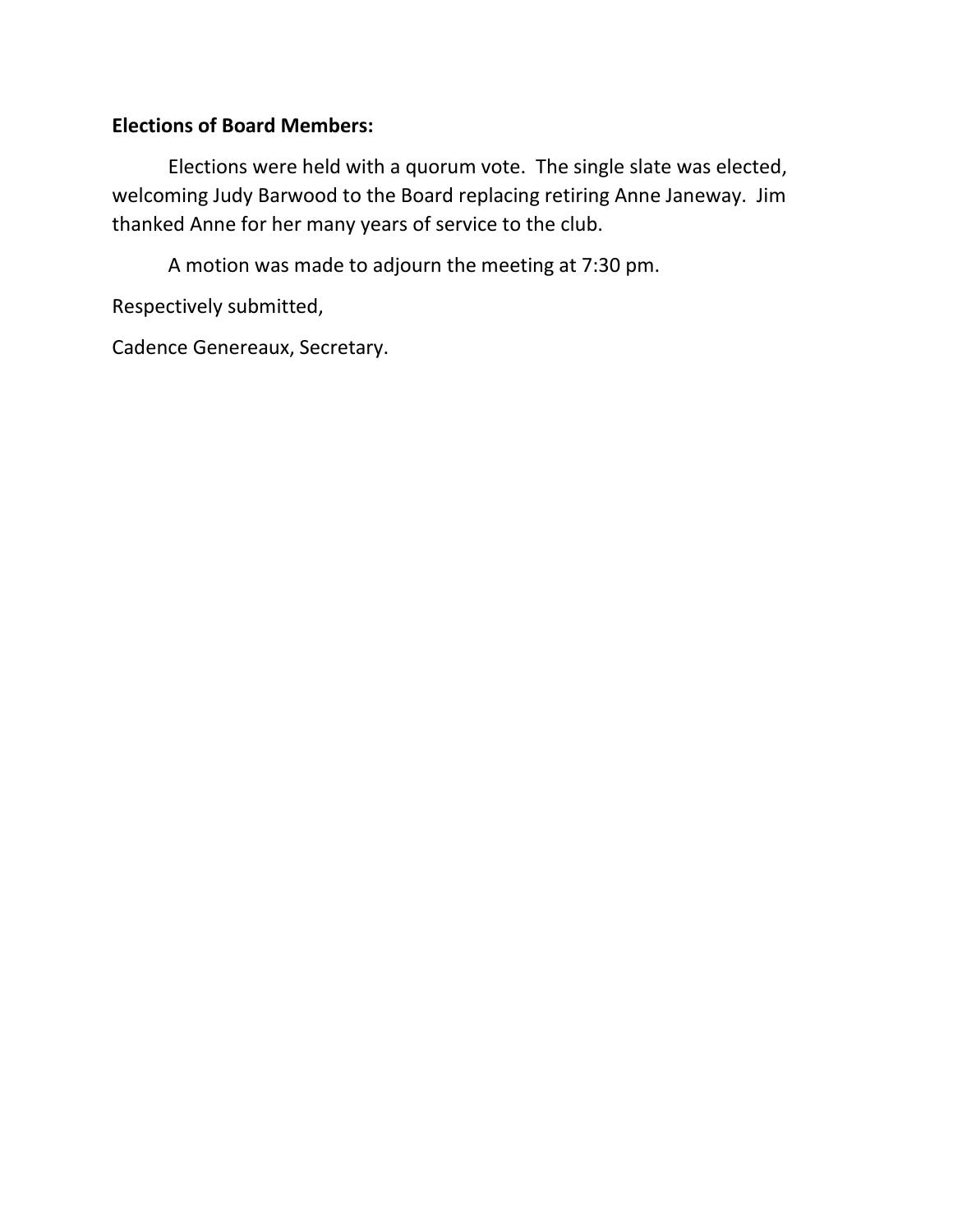**Elections of Board Members:**

Elections were held with a quorum vote. The single slate was elected, welcoming Judy Barwood to the Board replacing retiring Anne Janeway. Jim thanked Anne for her many years of service to the club.

A motion was made to adjourn the meeting at 7:30 pm.

Respectively submitted,

Cadence Genereaux, Secretary.